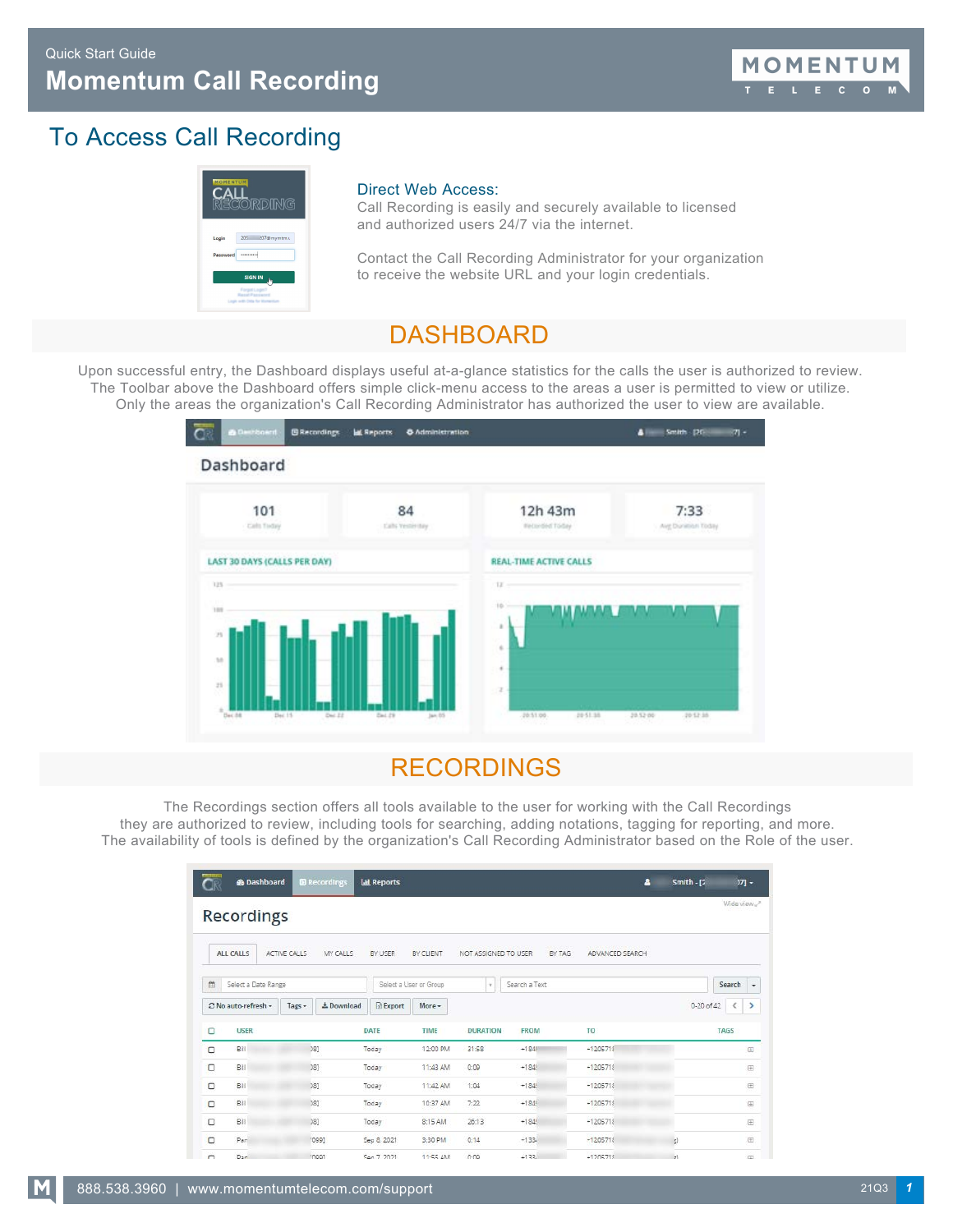Quick Start Guide

# Momentum Call Recording

## To Access Call Recording

### Direct Web Access:

Call Recording is easily and securely available to licensed and authorized users 24/7 via the internet.

Contact the Call Recording Administrator for your organization to receive the website URL and your login credentials.

## DASHBOARD

Upon successful entry, the Dashboard displays useful at-a-glance statistics for the calls the user is authorized to review. The Toolbar above the Dashboard offers simple click-menu access to the areas a user is permitted to view or utilize. Only the areas the organization's Call Recording Administrator has authorized the user to view are available.

## RECORDINGS

The Recordings section offers all tools available to the user for working with the Call Recordings they are authorized to review, including tools for searching, adding notations, tagging for reporting, and more. The availability of tools is defined by the organization's Call Recording Administrator based on the Role of the user.

888.538.3960 | www.momentumtelecom.com/support

21Q3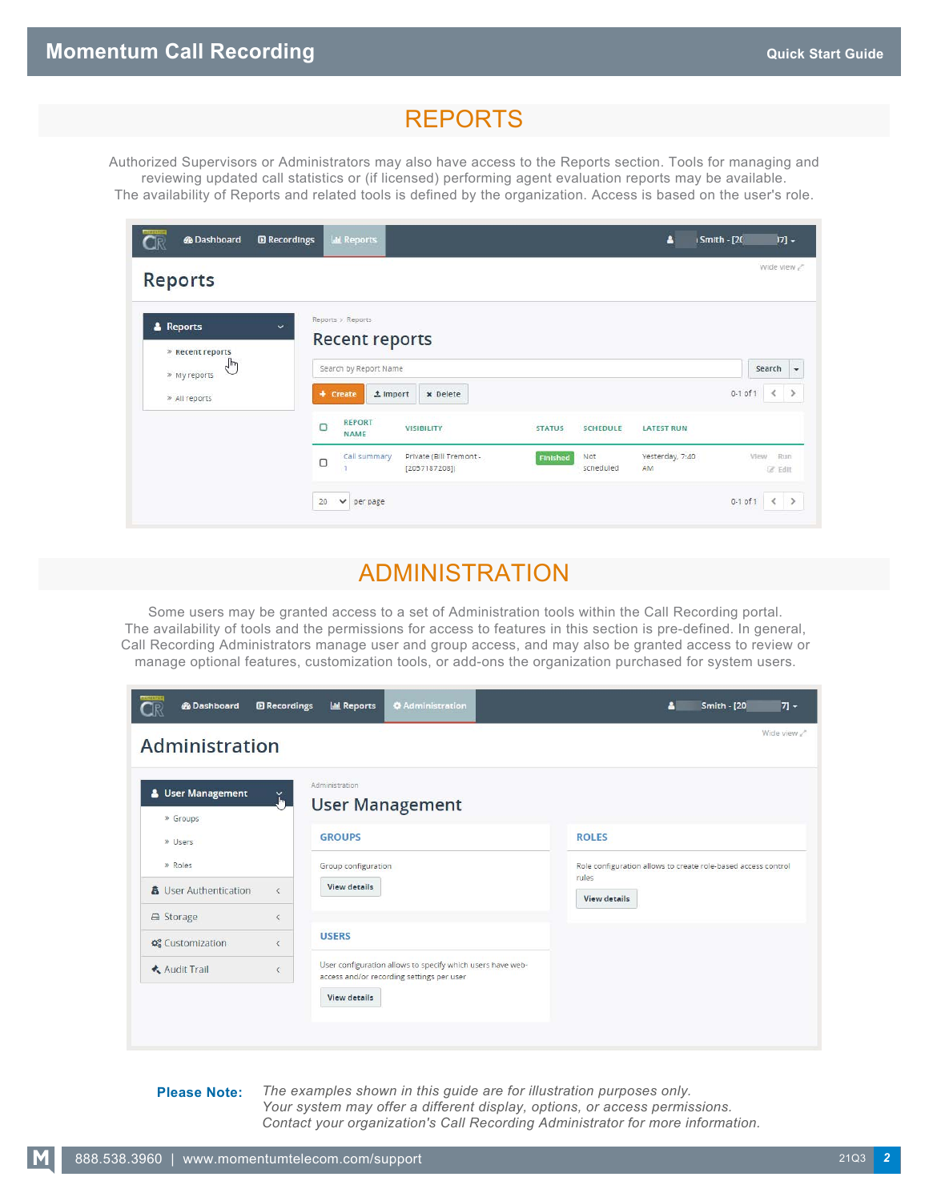## REPORTS

Authorized Supervisors or Administrators may also have access to the Reports section. Tools for managing and reviewing updated call statistics or (if licensed) performing agent evaluation reports may be available. The availability of Reports and related tools is defined by the organization. Access is based on the user's role.

## ADMINISTRATION

Some users may be granted access to a set of Administration tools within the Call Recording portal. The availability of tools and the permissions for access to features in this section is pre-defined. In general, Call Recording Administrators manage user and group access, and may also be granted access to review or manage optional features, customization tools, or add-ons the organization purchased for system users.

**Please Note:** *The examples shown in this guide are for illustration purposes only. Your system may offer a different display, options, or access permissions. Contact your organization's Call Recording Administrator for more information.*